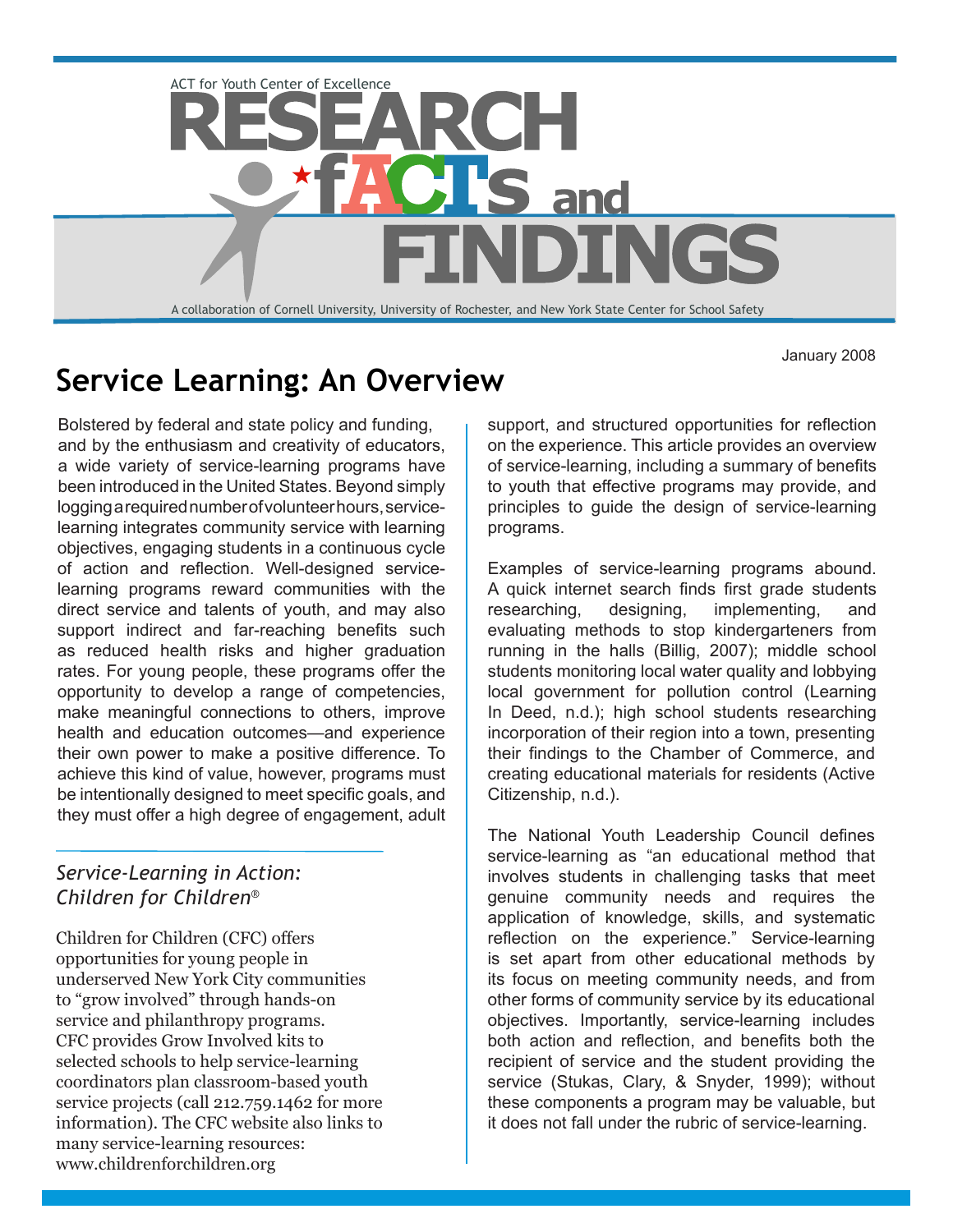ACT for Youth Center of Excellence

# RESEARCH fACTs and FINDINGS

A collaboration of Cornell University, University of Rochester, and New York State Center for School Safety

January 2008

## Service Learning: An Overview

Bolstered by federal and state policy and funding, and by the enthusiasm and creativity of educators, a wide variety of service-learning programs have been introduced in the United States. Beyond simply logging a required number of volunteer hours, service-learning integrates community service with learning objectives, engaging students in a continuous cycle of action and reflection. Well-designed service-learning programs reward communities with the direct service and talents of youth, and may also support indirect and far-reaching benefits such as reduced health risks and higher graduation rates. For young people, these programs offer the opportunity to develop a range of competencies, make meaningful connections to others, improve health and education outcomes—and experience their own power to make a positive difference. To achieve this kind of value, however, programs must be intentionally designed to meet specific goals, and they must offer a high degree of engagement, adult support, and structured opportunities for reflection on the experience. This article provides an overview of service-learning, including a summary of benefits to youth that effective programs may provide, and principles to guide the design of service-learning programs.

### *Service-Learning in Action: Children for Children®*

Children for Children (CFC) offers opportunities for young people in underserved New York City communities to "grow involved" through hands-on service and philanthropy programs. CFC provides Grow Involved kits to selected schools to help service-learning coordinators plan classroom-based youth service projects (call 212.759.1462 for more information). The CFC website also links to many service-learning resources: www.childrenforchildren.org

Examples of service-learning programs abound. A quick internet search finds first grade students researching, designing, implementing, and evaluating methods to stop kindergarteners from running in the halls (Billig, 2007); middle school students monitoring local water quality and lobbying local government for pollution control (Learning In Deed, n.d.); high school students researching incorporation of their region into a town, presenting their findings to the Chamber of Commerce, and creating educational materials for residents (Active Citizenship, n.d.).

The National Youth Leadership Council defines service-learning as "an educational method that involves students in challenging tasks that meet genuine community needs and requires the application of knowledge, skills, and systematic reflection on the experience." Service-learning is set apart from other educational methods by its focus on meeting community needs, and from other forms of community service by its educational objectives. Importantly, service-learning includes both action and reflection, and benefits both the recipient of service and the student providing the service (Stukas, Clary, & Snyder, 1999); without these components a program may be valuable, but it does not fall under the rubric of service-learning.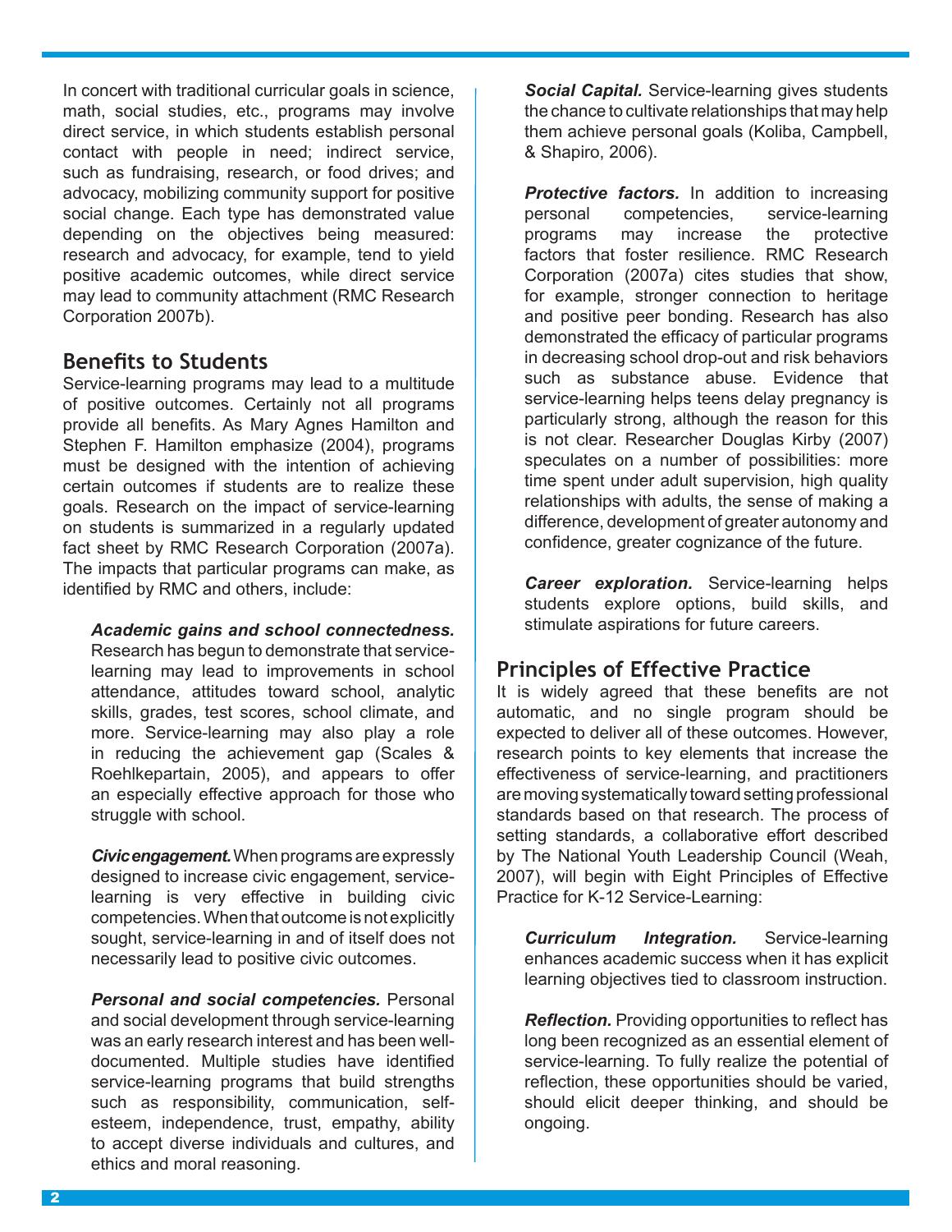In concert with traditional curricular goals in science, math, social studies, etc., programs may involve direct service, in which students establish personal contact with people in need; indirect service, such as fundraising, research, or food drives; and advocacy, mobilizing community support for positive social change. Each type has demonstrated value depending on the objectives being measured: research and advocacy, for example, tend to yield positive academic outcomes, while direct service may lead to community attachment (RMC Research Corporation 2007b).

## Benefits to Students

Service-learning programs may lead to a multitude of positive outcomes. Certainly not all programs provide all benefits. As Mary Agnes Hamilton and Stephen F. Hamilton emphasize (2004), programs must be designed with the intention of achieving certain outcomes if students are to realize these goals. Research on the impact of service-learning on students is summarized in a regularly updated fact sheet by RMC Research Corporation (2007a). The impacts that particular programs can make, as identified by RMC and others, include:

***Academic gains and school connectedness.*** Research has begun to demonstrate that service-learning may lead to improvements in school attendance, attitudes toward school, analytic skills, grades, test scores, school climate, and more. Service-learning may also play a role in reducing the achievement gap (Scales & Roehlkepartain, 2005), and appears to offer an especially effective approach for those who struggle with school.

***Civic engagement.*** When programs are expressly designed to increase civic engagement, service-learning is very effective in building civic competencies. When that outcome is not explicitly sought, service-learning in and of itself does not necessarily lead to positive civic outcomes.

***Personal and social competencies.*** Personal and social development through service-learning was an early research interest and has been well-documented. Multiple studies have identified service-learning programs that build strengths such as responsibility, communication, self-esteem, independence, trust, empathy, ability to accept diverse individuals and cultures, and ethics and moral reasoning.

***Social Capital.*** Service-learning gives students the chance to cultivate relationships that may help them achieve personal goals (Koliba, Campbell, & Shapiro, 2006).

***Protective factors.*** In addition to increasing personal competencies, service-learning programs may increase the protective factors that foster resilience. RMC Research Corporation (2007a) cites studies that show, for example, stronger connection to heritage and positive peer bonding. Research has also demonstrated the efficacy of particular programs in decreasing school drop-out and risk behaviors such as substance abuse. Evidence that service-learning helps teens delay pregnancy is particularly strong, although the reason for this is not clear. Researcher Douglas Kirby (2007) speculates on a number of possibilities: more time spent under adult supervision, high quality relationships with adults, the sense of making a difference, development of greater autonomy and confidence, greater cognizance of the future.

***Career exploration.*** Service-learning helps students explore options, build skills, and stimulate aspirations for future careers.

## Principles of Effective Practice

It is widely agreed that these benefits are not automatic, and no single program should be expected to deliver all of these outcomes. However, research points to key elements that increase the effectiveness of service-learning, and practitioners are moving systematically toward setting professional standards based on that research. The process of setting standards, a collaborative effort described by The National Youth Leadership Council (Weah, 2007), will begin with Eight Principles of Effective Practice for K-12 Service-Learning:

***Curriculum Integration.*** Service-learning enhances academic success when it has explicit learning objectives tied to classroom instruction.

***Reflection.*** Providing opportunities to reflect has long been recognized as an essential element of service-learning. To fully realize the potential of reflection, these opportunities should be varied, should elicit deeper thinking, and should be ongoing.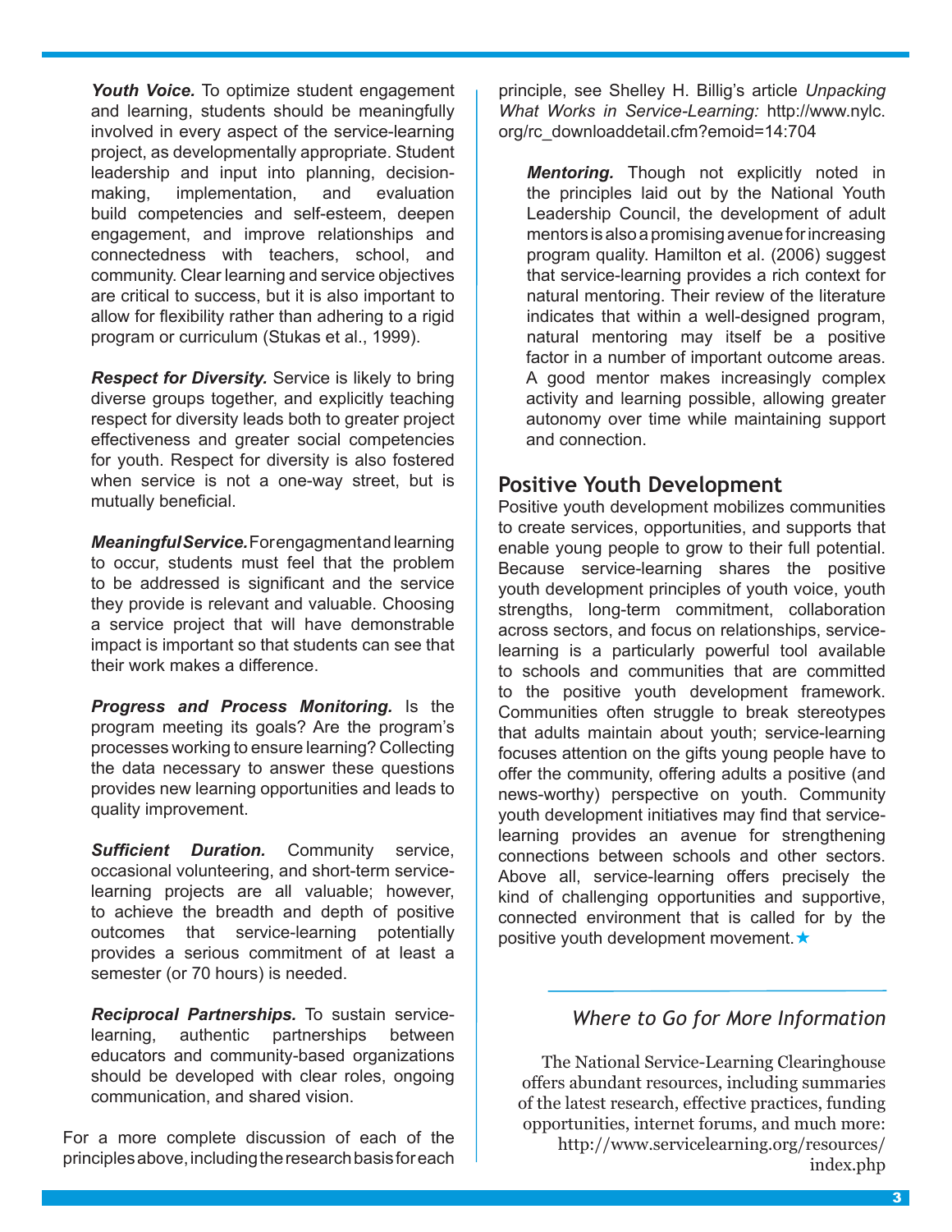***Youth Voice.*** To optimize student engagement and learning, students should be meaningfully involved in every aspect of the service-learning project, as developmentally appropriate. Student leadership and input into planning, decision-making, implementation, and evaluation build competencies and self-esteem, deepen engagement, and improve relationships and connectedness with teachers, school, and community. Clear learning and service objectives are critical to success, but it is also important to allow for flexibility rather than adhering to a rigid program or curriculum (Stukas et al., 1999).

***Respect for Diversity.*** Service is likely to bring diverse groups together, and explicitly teaching respect for diversity leads both to greater project effectiveness and greater social competencies for youth. Respect for diversity is also fostered when service is not a one-way street, but is mutually beneficial.

***Meaningful Service.*** For engagment and learning to occur, students must feel that the problem to be addressed is significant and the service they provide is relevant and valuable. Choosing a service project that will have demonstrable impact is important so that students can see that their work makes a difference.

***Progress and Process Monitoring.*** Is the program meeting its goals? Are the program's processes working to ensure learning? Collecting the data necessary to answer these questions provides new learning opportunities and leads to quality improvement.

***Sufficient Duration.*** Community service, occasional volunteering, and short-term service-learning projects are all valuable; however, to achieve the breadth and depth of positive outcomes that service-learning potentially provides a serious commitment of at least a semester (or 70 hours) is needed.

***Reciprocal Partnerships.*** To sustain service-learning, authentic partnerships between educators and community-based organizations should be developed with clear roles, ongoing communication, and shared vision.

For a more complete discussion of each of the principles above, including the research basis for each principle, see Shelley H. Billig's article *Unpacking What Works in Service-Learning:* http://www.nylc.org/rc_downloaddetail.cfm?emoid=14:704

***Mentoring.*** Though not explicitly noted in the principles laid out by the National Youth Leadership Council, the development of adult mentors is also a promising avenue for increasing program quality. Hamilton et al. (2006) suggest that service-learning provides a rich context for natural mentoring. Their review of the literature indicates that within a well-designed program, natural mentoring may itself be a positive factor in a number of important outcome areas. A good mentor makes increasingly complex activity and learning possible, allowing greater autonomy over time while maintaining support and connection.

## Positive Youth Development

Positive youth development mobilizes communities to create services, opportunities, and supports that enable young people to grow to their full potential. Because service-learning shares the positive youth development principles of youth voice, youth strengths, long-term commitment, collaboration across sectors, and focus on relationships, service-learning is a particularly powerful tool available to schools and communities that are committed to the positive youth development framework. Communities often struggle to break stereotypes that adults maintain about youth; service-learning focuses attention on the gifts young people have to offer the community, offering adults a positive (and news-worthy) perspective on youth. Community youth development initiatives may find that service-learning provides an avenue for strengthening connections between schools and other sectors. Above all, service-learning offers precisely the kind of challenging opportunities and supportive, connected environment that is called for by the positive youth development movement. ★

### *Where to Go for More Information*

The National Service-Learning Clearinghouse offers abundant resources, including summaries of the latest research, effective practices, funding opportunities, internet forums, and much more: http://www.servicelearning.org/resources/index.php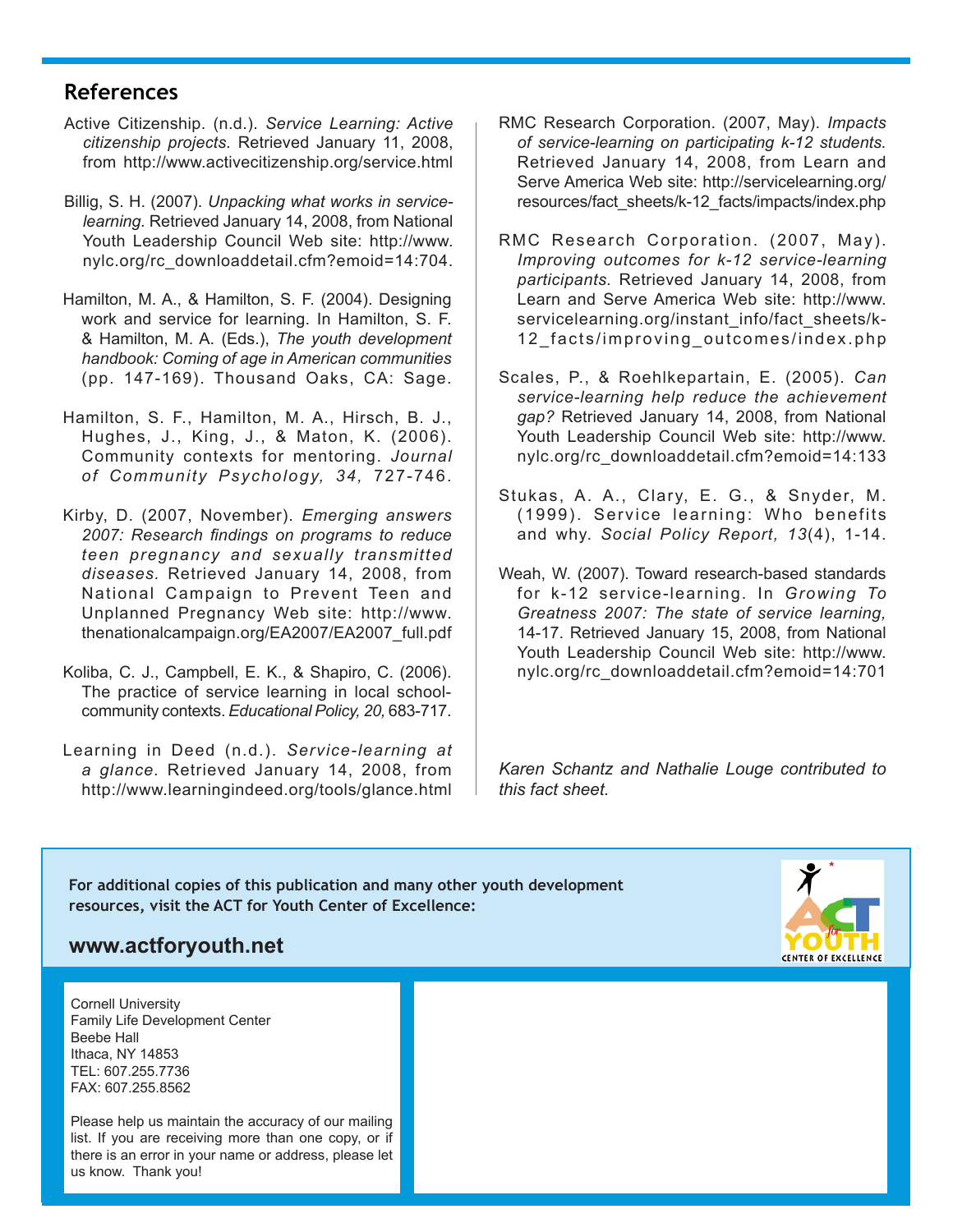## References

Active Citizenship. (n.d.). *Service Learning: Active citizenship projects.* Retrieved January 11, 2008, from http://www.activecitizenship.org/service.html

Billig, S. H. (2007). *Unpacking what works in service-learning.* Retrieved January 14, 2008, from National Youth Leadership Council Web site: http://www.nylc.org/rc_downloaddetail.cfm?emoid=14:704.

Hamilton, M. A., & Hamilton, S. F. (2004). Designing work and service for learning. In Hamilton, S. F. & Hamilton, M. A. (Eds.), *The youth development handbook: Coming of age in American communities* (pp. 147-169). Thousand Oaks, CA: Sage.

Hamilton, S. F., Hamilton, M. A., Hirsch, B. J., Hughes, J., King, J., & Maton, K. (2006). Community contexts for mentoring. *Journal of Community Psychology, 34,* 727-746.

Kirby, D. (2007, November). *Emerging answers 2007: Research findings on programs to reduce teen pregnancy and sexually transmitted diseases.* Retrieved January 14, 2008, from National Campaign to Prevent Teen and Unplanned Pregnancy Web site: http://www.thenationalcampaign.org/EA2007/EA2007_full.pdf

Koliba, C. J., Campbell, E. K., & Shapiro, C. (2006). The practice of service learning in local school-community contexts. *Educational Policy, 20,* 683-717.

Learning in Deed (n.d.). *Service-learning at a glance.* Retrieved January 14, 2008, from http://www.learningindeed.org/tools/glance.html

RMC Research Corporation. (2007, May). *Impacts of service-learning on participating k-12 students.* Retrieved January 14, 2008, from Learn and Serve America Web site: http://servicelearning.org/resources/fact_sheets/k-12_facts/impacts/index.php

RMC Research Corporation. (2007, May). *Improving outcomes for k-12 service-learning participants.* Retrieved January 14, 2008, from Learn and Serve America Web site: http://www.servicelearning.org/instant_info/fact_sheets/k-12_facts/improving_outcomes/index.php

Scales, P., & Roehlkepartain, E. (2005). *Can service-learning help reduce the achievement gap?* Retrieved January 14, 2008, from National Youth Leadership Council Web site: http://www.nylc.org/rc_downloaddetail.cfm?emoid=14:133

Stukas, A. A., Clary, E. G., & Snyder, M. (1999). Service learning: Who benefits and why. *Social Policy Report, 13*(4), 1-14.

Weah, W. (2007). Toward research-based standards for k-12 service-learning. In *Growing To Greatness 2007: The state of service learning,* 14-17. Retrieved January 15, 2008, from National Youth Leadership Council Web site: http://www.nylc.org/rc_downloaddetail.cfm?emoid=14:701

*Karen Schantz and Nathalie Louge contributed to this fact sheet.*

**For additional copies of this publication and many other youth development resources, visit the ACT for Youth Center of Excellence:**

**www.actforyouth.net**

Cornell University
Family Life Development Center
Beebe Hall
Ithaca, NY 14853
TEL: 607.255.7736
FAX: 607.255.8562

Please help us maintain the accuracy of our mailing list. If you are receiving more than one copy, or if there is an error in your name or address, please let us know. Thank you!